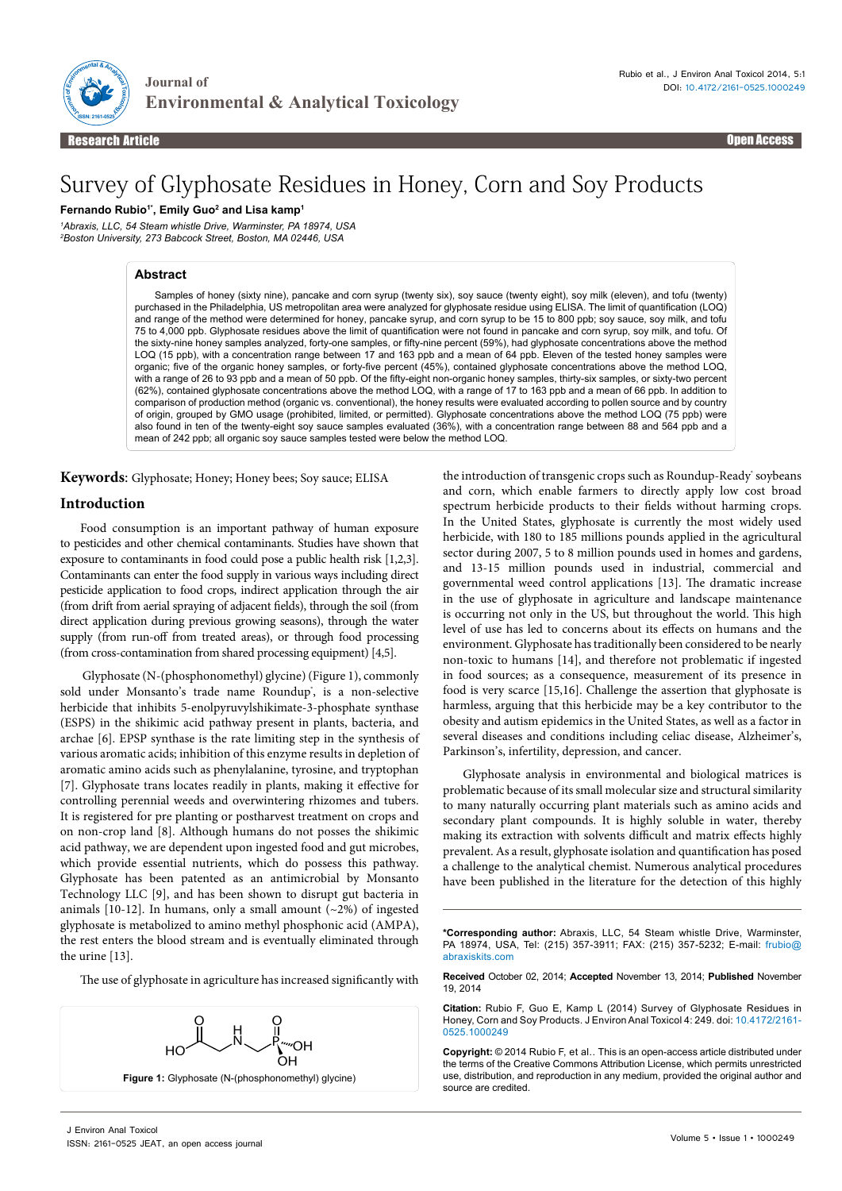# Survey of Glyphosate Residues in Honey, Corn and Soy Products

**Fernando Rubio[1]*, Emily Guo[2] and Lisa kamp[1]**

[1]*Abraxis, LLC, 54 Steam whistle Drive, Warminster, PA 18974, USA*
[2]*Boston University, 273 Babcock Street, Boston, MA 02446, USA*

## Abstract

Samples of honey (sixty nine), pancake and corn syrup (twenty six), soy sauce (twenty eight), soy milk (eleven), and tofu (twenty) purchased in the Philadelphia, US metropolitan area were analyzed for glyphosate residue using ELISA. The limit of quantification (LOQ) and range of the method were determined for honey, pancake syrup, and corn syrup to be 15 to 800 ppb; soy sauce, soy milk, and tofu 75 to 4,000 ppb. Glyphosate residues above the limit of quantification were not found in pancake and corn syrup, soy milk, and tofu. Of the sixty-nine honey samples analyzed, forty-one samples, or fifty-nine percent (59%), had glyphosate concentrations above the method LOQ (15 ppb), with a concentration range between 17 and 163 ppb and a mean of 64 ppb. Eleven of the tested honey samples were organic; five of the organic honey samples, or forty-five percent (45%), contained glyphosate concentrations above the method LOQ, with a range of 26 to 93 ppb and a mean of 50 ppb. Of the fifty-eight non-organic honey samples, thirty-six samples, or sixty-two percent (62%), contained glyphosate concentrations above the method LOQ, with a range of 17 to 163 ppb and a mean of 66 ppb. In addition to comparison of production method (organic vs. conventional), the honey results were evaluated according to pollen source and by country of origin, grouped by GMO usage (prohibited, limited, or permitted). Glyphosate concentrations above the method LOQ (75 ppb) were also found in ten of the twenty-eight soy sauce samples evaluated (36%), with a concentration range between 88 and 564 ppb and a mean of 242 ppb; all organic soy sauce samples tested were below the method LOQ.

**Keywords**: Glyphosate; Honey; Honey bees; Soy sauce; ELISA

## Introduction

Food consumption is an important pathway of human exposure to pesticides and other chemical contaminants. Studies have shown that exposure to contaminants in food could pose a public health risk [1,2,3]. Contaminants can enter the food supply in various ways including direct pesticide application to food crops, indirect application through the air (from drift from aerial spraying of adjacent fields), through the soil (from direct application during previous growing seasons), through the water supply (from run-off from treated areas), or through food processing (from cross-contamination from shared processing equipment) [4,5].

Glyphosate (N-(phosphonomethyl) glycine) (Figure 1), commonly sold under Monsanto's trade name Roundup®, is a non-selective herbicide that inhibits 5-enolpyruvylshikimate-3-phosphate synthase (ESPS) in the shikimic acid pathway present in plants, bacteria, and archae [6]. EPSP synthase is the rate limiting step in the synthesis of various aromatic acids; inhibition of this enzyme results in depletion of aromatic amino acids such as phenylalanine, tyrosine, and tryptophan [7]. Glyphosate trans locates readily in plants, making it effective for controlling perennial weeds and overwintering rhizomes and tubers. It is registered for pre planting or postharvest treatment on crops and on non-crop land [8]. Although humans do not posses the shikimic acid pathway, we are dependent upon ingested food and gut microbes, which provide essential nutrients, which do possess this pathway. Glyphosate has been patented as an antimicrobial by Monsanto Technology LLC [9], and has been shown to disrupt gut bacteria in animals [10-12]. In humans, only a small amount (~2%) of ingested glyphosate is metabolized to amino methyl phosphonic acid (AMPA), the rest enters the blood stream and is eventually eliminated through the urine [13].

The use of glyphosate in agriculture has increased significantly with the introduction of transgenic crops such as Roundup-Ready® soybeans and corn, which enable farmers to directly apply low cost broad spectrum herbicide products to their fields without harming crops. In the United States, glyphosate is currently the most widely used herbicide, with 180 to 185 millions pounds applied in the agricultural sector during 2007, 5 to 8 million pounds used in homes and gardens, and 13-15 million pounds used in industrial, commercial and governmental weed control applications [13]. The dramatic increase in the use of glyphosate in agriculture and landscape maintenance is occurring not only in the US, but throughout the world. This high level of use has led to concerns about its effects on humans and the environment. Glyphosate has traditionally been considered to be nearly non-toxic to humans [14], and therefore not problematic if ingested in food sources; as a consequence, measurement of its presence in food is very scarce [15,16]. Challenge the assertion that glyphosate is harmless, arguing that this herbicide may be a key contributor to the obesity and autism epidemics in the United States, as well as a factor in several diseases and conditions including celiac disease, Alzheimer's, Parkinson's, infertility, depression, and cancer.

Glyphosate analysis in environmental and biological matrices is problematic because of its small molecular size and structural similarity to many naturally occurring plant materials such as amino acids and secondary plant compounds. It is highly soluble in water, thereby making its extraction with solvents difficult and matrix effects highly prevalent. As a result, glyphosate isolation and quantification has posed a challenge to the analytical chemist. Numerous analytical procedures have been published in the literature for the detection of this highly

Figure 1: Glyphosate (N-(phosphonomethyl) glycine)

**\*Corresponding author:** Abraxis, LLC, 54 Steam whistle Drive, Warminster, PA 18974, USA, Tel: (215) 357-3911; FAX: (215) 357-5232; E-mail: frubio@abraxiskits.com

**Received** October 02, 2014; **Accepted** November 13, 2014; **Published** November 19, 2014

**Citation:** Rubio F, Guo E, Kamp L (2014) Survey of Glyphosate Residues in Honey, Corn and Soy Products. J Environ Anal Toxicol 4: 249. doi: 10.4172/2161-0525.1000249

**Copyright:** © 2014 Rubio F, et al.. This is an open-access article distributed under the terms of the Creative Commons Attribution License, which permits unrestricted use, distribution, and reproduction in any medium, provided the original author and source are credited.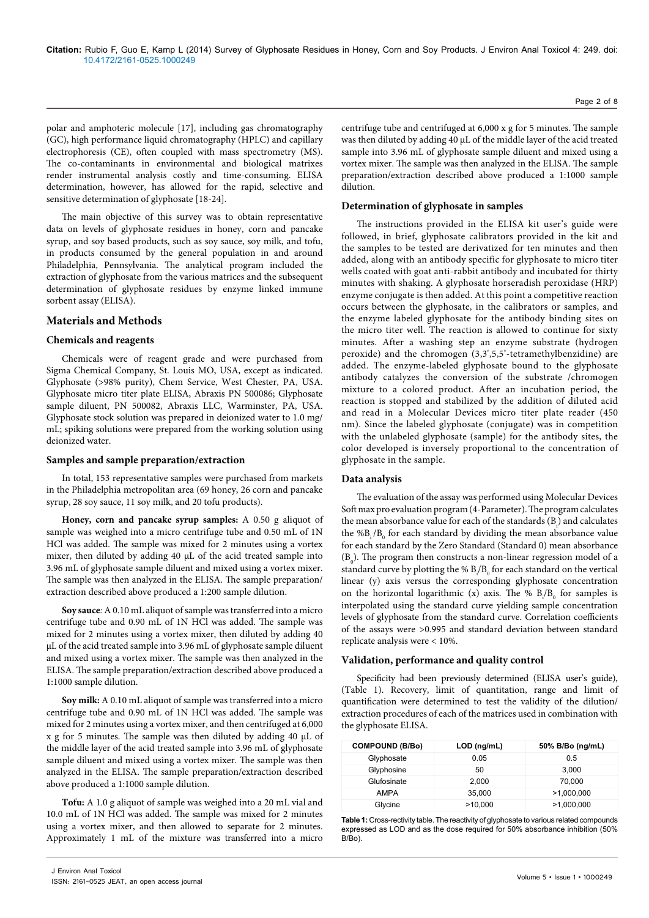polar and amphoteric molecule [17], including gas chromatography (GC), high performance liquid chromatography (HPLC) and capillary electrophoresis (CE), often coupled with mass spectrometry (MS). The co-contaminants in environmental and biological matrixes render instrumental analysis costly and time-consuming. ELISA determination, however, has allowed for the rapid, selective and sensitive determination of glyphosate [18-24].

The main objective of this survey was to obtain representative data on levels of glyphosate residues in honey, corn and pancake syrup, and soy based products, such as soy sauce, soy milk, and tofu, in products consumed by the general population in and around Philadelphia, Pennsylvania. The analytical program included the extraction of glyphosate from the various matrices and the subsequent determination of glyphosate residues by enzyme linked immune sorbent assay (ELISA).

## Materials and Methods

### Chemicals and reagents

Chemicals were of reagent grade and were purchased from Sigma Chemical Company, St. Louis MO, USA, except as indicated. Glyphosate (>98% purity), Chem Service, West Chester, PA, USA. Glyphosate micro titer plate ELISA, Abraxis PN 500086; Glyphosate sample diluent, PN 500082, Abraxis LLC, Warminster, PA, USA. Glyphosate stock solution was prepared in deionized water to 1.0 mg/mL; spiking solutions were prepared from the working solution using deionized water.

### Samples and sample preparation/extraction

In total, 153 representative samples were purchased from markets in the Philadelphia metropolitan area (69 honey, 26 corn and pancake syrup, 28 soy sauce, 11 soy milk, and 20 tofu products).

**Honey, corn and pancake syrup samples:** A 0.50 g aliquot of sample was weighed into a micro centrifuge tube and 0.50 mL of 1N HCl was added. The sample was mixed for 2 minutes using a vortex mixer, then diluted by adding 40 µL of the acid treated sample into 3.96 mL of glyphosate sample diluent and mixed using a vortex mixer. The sample was then analyzed in the ELISA. The sample preparation/extraction described above produced a 1:200 sample dilution.

**Soy sauce***:* A 0.10 mL aliquot of sample was transferred into a micro centrifuge tube and 0.90 mL of 1N HCl was added. The sample was mixed for 2 minutes using a vortex mixer, then diluted by adding 40 µL of the acid treated sample into 3.96 mL of glyphosate sample diluent and mixed using a vortex mixer. The sample was then analyzed in the ELISA. The sample preparation/extraction described above produced a 1:1000 sample dilution.

**Soy milk:** A 0.10 mL aliquot of sample was transferred into a micro centrifuge tube and 0.90 mL of 1N HCl was added. The sample was mixed for 2 minutes using a vortex mixer, and then centrifuged at 6,000 x g for 5 minutes. The sample was then diluted by adding 40 µL of the middle layer of the acid treated sample into 3.96 mL of glyphosate sample diluent and mixed using a vortex mixer. The sample was then analyzed in the ELISA. The sample preparation/extraction described above produced a 1:1000 sample dilution.

**Tofu:** A 1.0 g aliquot of sample was weighed into a 20 mL vial and 10.0 mL of 1N HCl was added. The sample was mixed for 2 minutes using a vortex mixer, and then allowed to separate for 2 minutes. Approximately 1 mL of the mixture was transferred into a micro centrifuge tube and centrifuged at 6,000 x g for 5 minutes. The sample was then diluted by adding 40 µL of the middle layer of the acid treated sample into 3.96 mL of glyphosate sample diluent and mixed using a vortex mixer. The sample was then analyzed in the ELISA. The sample preparation/extraction described above produced a 1:1000 sample dilution.

### Determination of glyphosate in samples

The instructions provided in the ELISA kit user's guide were followed, in brief, glyphosate calibrators provided in the kit and the samples to be tested are derivatized for ten minutes and then added, along with an antibody specific for glyphosate to micro titer wells coated with goat anti-rabbit antibody and incubated for thirty minutes with shaking. A glyphosate horseradish peroxidase (HRP) enzyme conjugate is then added. At this point a competitive reaction occurs between the glyphosate, in the calibrators or samples, and the enzyme labeled glyphosate for the antibody binding sites on the micro titer well. The reaction is allowed to continue for sixty minutes. After a washing step an enzyme substrate (hydrogen peroxide) and the chromogen (3,3',5,5'-tetramethylbenzidine) are added. The enzyme-labeled glyphosate bound to the glyphosate antibody catalyzes the conversion of the substrate /chromogen mixture to a colored product. After an incubation period, the reaction is stopped and stabilized by the addition of diluted acid and read in a Molecular Devices micro titer plate reader (450 nm). Since the labeled glyphosate (conjugate) was in competition with the unlabeled glyphosate (sample) for the antibody sites, the color developed is inversely proportional to the concentration of glyphosate in the sample.

### Data analysis

The evaluation of the assay was performed using Molecular Devices Soft max pro evaluation program (4-Parameter). The program calculates the mean absorbance value for each of the standards ($B_i$) and calculates the %$B_i/B_0$ for each standard by dividing the mean absorbance value for each standard by the Zero Standard (Standard 0) mean absorbance ($B_0$). The program then constructs a non-linear regression model of a standard curve by plotting the % $B_i/B_0$ for each standard on the vertical linear (y) axis versus the corresponding glyphosate concentration on the horizontal logarithmic (x) axis. The % $B_i/B_0$ for samples is interpolated using the standard curve yielding sample concentration levels of glyphosate from the standard curve. Correlation coefficients of the assays were >0.995 and standard deviation between standard replicate analysis were < 10%.

### Validation, performance and quality control

Specificity had been previously determined (ELISA user's guide), (Table 1). Recovery, limit of quantitation, range and limit of quantification were determined to test the validity of the dilution/extraction procedures of each of the matrices used in combination with the glyphosate ELISA.

| COMPOUND (B/Bo) | LOD (ng/mL) | 50% B/Bo (ng/mL) |
|---|---|---|
| Glyphosate | 0.05 | 0.5 |
| Glyphosine | 50 | 3,000 |
| Glufosinate | 2,000 | 70,000 |
| AMPA | 35,000 | >1,000,000 |
| Glycine | >10,000 | >1,000,000 |

**Table 1:** Cross-rectivity table. The reactivity of glyphosate to various related compounds expressed as LOD and as the dose required for 50% absorbance inhibition (50% B/Bo).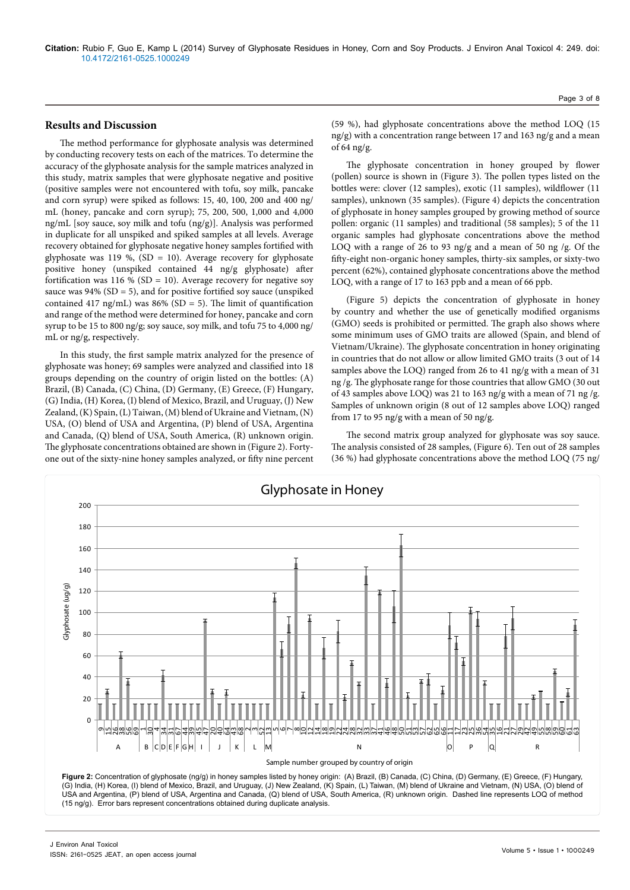## Results and Discussion

The method performance for glyphosate analysis was determined by conducting recovery tests on each of the matrices. To determine the accuracy of the glyphosate analysis for the sample matrices analyzed in this study, matrix samples that were glyphosate negative and positive (positive samples were not encountered with tofu, soy milk, pancake and corn syrup) were spiked as follows: 15, 40, 100, 200 and 400 ng/mL (honey, pancake and corn syrup); 75, 200, 500, 1,000 and 4,000 ng/mL [soy sauce, soy milk and tofu (ng/g)]. Analysis was performed in duplicate for all unspiked and spiked samples at all levels. Average recovery obtained for glyphosate negative honey samples fortified with glyphosate was 119 %, (SD = 10). Average recovery for glyphosate positive honey (unspiked contained 44 ng/g glyphosate) after fortification was 116 % (SD = 10). Average recovery for negative soy sauce was 94% (SD = 5), and for positive fortified soy sauce (unspiked contained 417 ng/mL) was 86% (SD = 5). The limit of quantification and range of the method were determined for honey, pancake and corn syrup to be 15 to 800 ng/g; soy sauce, soy milk, and tofu 75 to 4,000 ng/mL or ng/g, respectively.

In this study, the first sample matrix analyzed for the presence of glyphosate was honey; 69 samples were analyzed and classified into 18 groups depending on the country of origin listed on the bottles: (A) Brazil, (B) Canada, (C) China, (D) Germany, (E) Greece, (F) Hungary, (G) India, (H) Korea, (I) blend of Mexico, Brazil, and Uruguay, (J) New Zealand, (K) Spain, (L) Taiwan, (M) blend of Ukraine and Vietnam, (N) USA, (O) blend of USA and Argentina, (P) blend of USA, Argentina and Canada, (Q) blend of USA, South America, (R) unknown origin. The glyphosate concentrations obtained are shown in (Figure 2). Forty-one out of the sixty-nine honey samples analyzed, or fifty nine percent (59 %), had glyphosate concentrations above the method LOQ (15 ng/g) with a concentration range between 17 and 163 ng/g and a mean of 64 ng/g.

The glyphosate concentration in honey grouped by flower (pollen) source is shown in (Figure 3). The pollen types listed on the bottles were: clover (12 samples), exotic (11 samples), wildflower (11 samples), unknown (35 samples). (Figure 4) depicts the concentration of glyphosate in honey samples grouped by growing method of source pollen: organic (11 samples) and traditional (58 samples); 5 of the 11 organic samples had glyphosate concentrations above the method LOQ with a range of 26 to 93 ng/g and a mean of 50 ng /g. Of the fifty-eight non-organic honey samples, thirty-six samples, or sixty-two percent (62%), contained glyphosate concentrations above the method LOQ, with a range of 17 to 163 ppb and a mean of 66 ppb.

(Figure 5) depicts the concentration of glyphosate in honey by country and whether the use of genetically modified organisms (GMO) seeds is prohibited or permitted. The graph also shows where some minimum uses of GMO traits are allowed (Spain, and blend of Vietnam/Ukraine). The glyphosate concentration in honey originating in countries that do not allow or allow limited GMO traits (3 out of 14 samples above the LOQ) ranged from 26 to 41 ng/g with a mean of 31 ng /g. The glyphosate range for those countries that allow GMO (30 out of 43 samples above LOQ) was 21 to 163 ng/g with a mean of 71 ng /g. Samples of unknown origin (8 out of 12 samples above LOQ) ranged from 17 to 95 ng/g with a mean of 50 ng/g.

The second matrix group analyzed for glyphosate was soy sauce. The analysis consisted of 28 samples, (Figure 6). Ten out of 28 samples (36 %) had glyphosate concentrations above the method LOQ (75 ng/

**Figure 2:** Concentration of glyphosate (ng/g) in honey samples listed by honey origin: (A) Brazil, (B) Canada, (C) China, (D) Germany, (E) Greece, (F) Hungary, (G) India, (H) Korea, (I) blend of Mexico, Brazil, and Uruguay, (J) New Zealand, (K) Spain, (L) Taiwan, (M) blend of Ukraine and Vietnam, (N) USA, (O) blend of USA and Argentina, (P) blend of USA, Argentina and Canada, (Q) blend of USA, South America, (R) unknown origin. Dashed line represents LOQ of method (15 ng/g). Error bars represent concentrations obtained during duplicate analysis.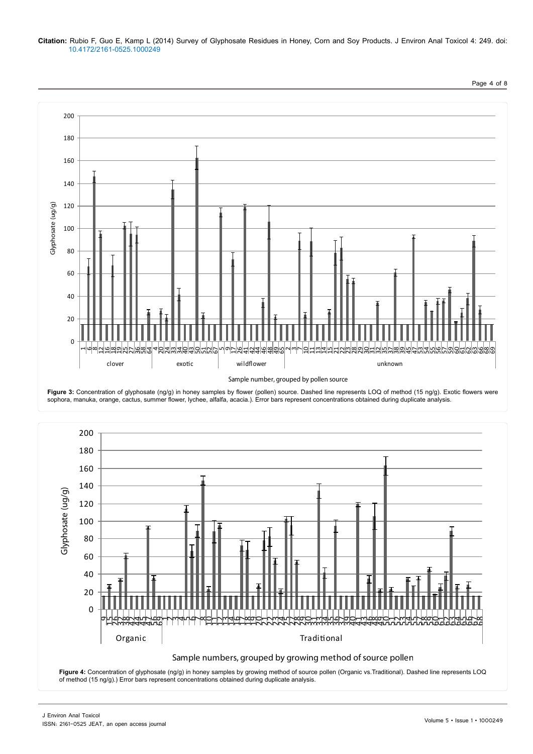**Figure 3:** Concentration of glyphosate (ng/g) in honey samples by flower (pollen) source. Dashed line represents LOQ of method (15 ng/g). Exotic flowers were sophora, manuka, orange, cactus, summer flower, lychee, alfalfa, acacia.) Error bars represent concentrations obtained during duplicate analysis.

**Figure 4:** Concentration of glyphosate (ng/g) in honey samples by growing method of source pollen (Organic vs.Traditional). Dashed line represents LOQ of method (15 ng/g).) Error bars represent concentrations obtained during duplicate analysis.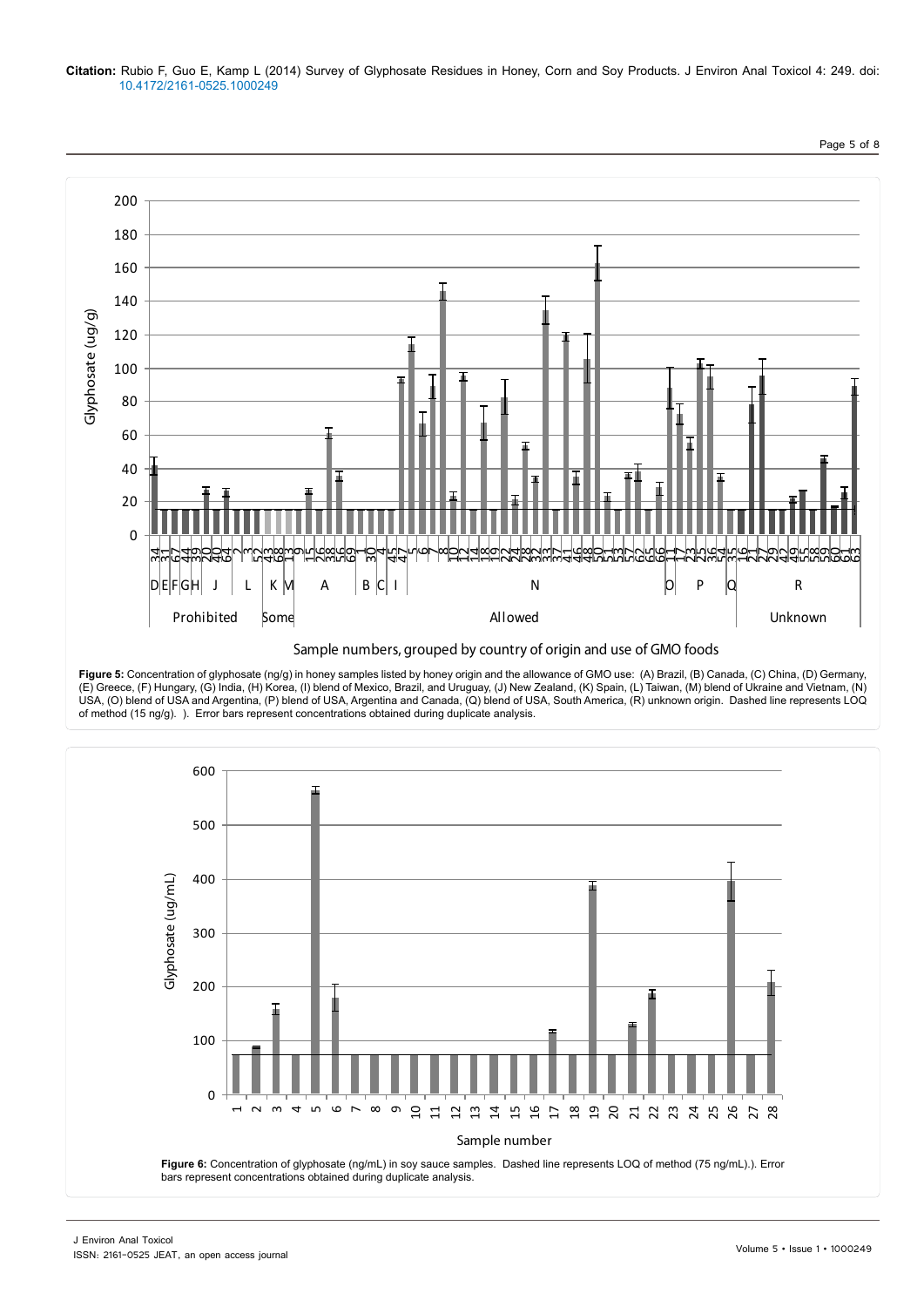**Figure 5:** Concentration of glyphosate (ng/g) in honey samples listed by honey origin and the allowance of GMO use: (A) Brazil, (B) Canada, (C) China, (D) Germany, (E) Greece, (F) Hungary, (G) India, (H) Korea, (I) blend of Mexico, Brazil, and Uruguay, (J) New Zealand, (K) Spain, (L) Taiwan, (M) blend of Ukraine and Vietnam, (N) USA, (O) blend of USA and Argentina, (P) blend of USA, Argentina and Canada, (Q) blend of USA, South America, (R) unknown origin. Dashed line represents LOQ of method (15 ng/g). ). Error bars represent concentrations obtained during duplicate analysis.

**Figure 6:** Concentration of glyphosate (ng/mL) in soy sauce samples. Dashed line represents LOQ of method (75 ng/mL).). Error bars represent concentrations obtained during duplicate analysis.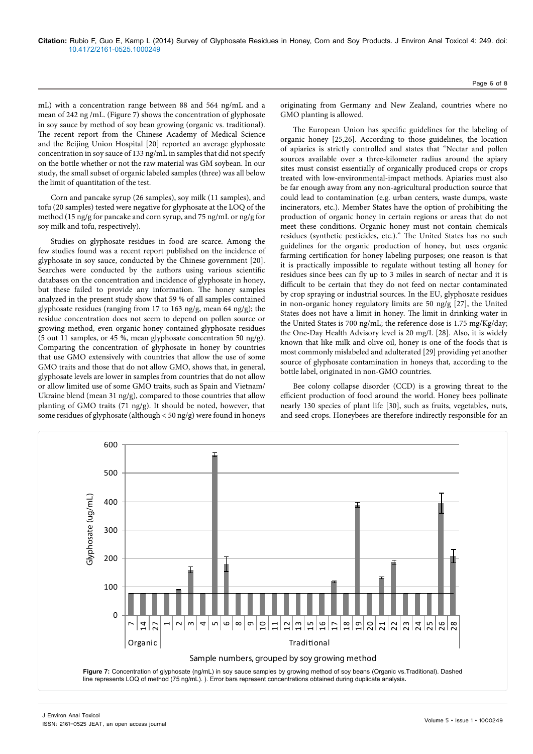mL) with a concentration range between 88 and 564 ng/mL and a mean of 242 ng /mL. (Figure 7) shows the concentration of glyphosate in soy sauce by method of soy bean growing (organic vs. traditional). The recent report from the Chinese Academy of Medical Science and the Beijing Union Hospital [20] reported an average glyphosate concentration in soy sauce of 133 ng/mL in samples that did not specify on the bottle whether or not the raw material was GM soybean. In our study, the small subset of organic labeled samples (three) was all below the limit of quantitation of the test.

Corn and pancake syrup (26 samples), soy milk (11 samples), and tofu (20 samples) tested were negative for glyphosate at the LOQ of the method (15 ng/g for pancake and corn syrup, and 75 ng/mL or ng/g for soy milk and tofu, respectively).

Studies on glyphosate residues in food are scarce. Among the few studies found was a recent report published on the incidence of glyphosate in soy sauce, conducted by the Chinese government [20]. Searches were conducted by the authors using various scientific databases on the concentration and incidence of glyphosate in honey, but these failed to provide any information. The honey samples analyzed in the present study show that 59 % of all samples contained glyphosate residues (ranging from 17 to 163 ng/g, mean 64 ng/g); the residue concentration does not seem to depend on pollen source or growing method, even organic honey contained glyphosate residues (5 out 11 samples, or 45 %, mean glyphosate concentration 50 ng/g). Comparing the concentration of glyphosate in honey by countries that use GMO extensively with countries that allow the use of some GMO traits and those that do not allow GMO, shows that, in general, glyphosate levels are lower in samples from countries that do not allow or allow limited use of some GMO traits, such as Spain and Vietnam/Ukraine blend (mean 31 ng/g), compared to those countries that allow planting of GMO traits (71 ng/g). It should be noted, however, that some residues of glyphosate (although < 50 ng/g) were found in honeys originating from Germany and New Zealand, countries where no GMO planting is allowed.

The European Union has specific guidelines for the labeling of organic honey [25,26]. According to those guidelines, the location of apiaries is strictly controlled and states that "Nectar and pollen sources available over a three-kilometer radius around the apiary sites must consist essentially of organically produced crops or crops treated with low-environmental-impact methods. Apiaries must also be far enough away from any non-agricultural production source that could lead to contamination (e.g. urban centers, waste dumps, waste incinerators, etc.). Member States have the option of prohibiting the production of organic honey in certain regions or areas that do not meet these conditions. Organic honey must not contain chemicals residues (synthetic pesticides, etc.)." The United States has no such guidelines for the organic production of honey, but uses organic farming certification for honey labeling purposes; one reason is that it is practically impossible to regulate without testing all honey for residues since bees can fly up to 3 miles in search of nectar and it is difficult to be certain that they do not feed on nectar contaminated by crop spraying or industrial sources. In the EU, glyphosate residues in non-organic honey regulatory limits are 50 ng/g [27], the United States does not have a limit in honey. The limit in drinking water in the United States is 700 ng/mL; the reference dose is 1.75 mg/Kg/day; the One-Day Health Advisory level is 20 mg/L [28]. Also, it is widely known that like milk and olive oil, honey is one of the foods that is most commonly mislabeled and adulterated [29] providing yet another source of glyphosate contamination in honeys that, according to the bottle label, originated in non-GMO countries.

Bee colony collapse disorder (CCD) is a growing threat to the efficient production of food around the world. Honey bees pollinate nearly 130 species of plant life [30], such as fruits, vegetables, nuts, and seed crops. Honeybees are therefore indirectly responsible for an

**Figure 7:** Concentration of glyphosate (ng/mL) in soy sauce samples by growing method of soy beans (Organic vs.Traditional). Dashed line represents LOQ of method (75 ng/mL). ). Error bars represent concentrations obtained during duplicate analysis.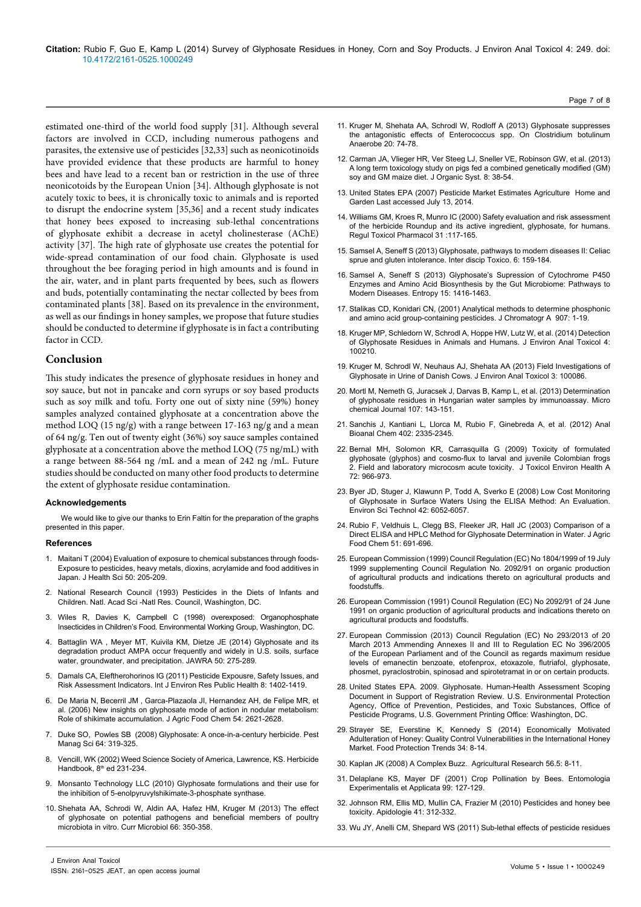estimated one-third of the world food supply [31]. Although several factors are involved in CCD, including numerous pathogens and parasites, the extensive use of pesticides [32,33] such as neonicotinoids have provided evidence that these products are harmful to honey bees and have lead to a recent ban or restriction in the use of three neonicotoids by the European Union [34]. Although glyphosate is not acutely toxic to bees, it is chronically toxic to animals and is reported to disrupt the endocrine system [35,36] and a recent study indicates that honey bees exposed to increasing sub-lethal concentrations of glyphosate exhibit a decrease in acetyl cholinesterase (AChE) activity [37]. The high rate of glyphosate use creates the potential for wide-spread contamination of our food chain. Glyphosate is used throughout the bee foraging period in high amounts and is found in the air, water, and in plant parts frequented by bees, such as flowers and buds, potentially contaminating the nectar collected by bees from contaminated plants [38]. Based on its prevalence in the environment, as well as our findings in honey samples, we propose that future studies should be conducted to determine if glyphosate is in fact a contributing factor in CCD.

## Conclusion

This study indicates the presence of glyphosate residues in honey and soy sauce, but not in pancake and corn syrups or soy based products such as soy milk and tofu. Forty one out of sixty nine (59%) honey samples analyzed contained glyphosate at a concentration above the method LOQ (15 ng/g) with a range between 17-163 ng/g and a mean of 64 ng/g. Ten out of twenty eight (36%) soy sauce samples contained glyphosate at a concentration above the method LOQ (75 ng/mL) with a range between 88-564 ng /mL and a mean of 242 ng /mL. Future studies should be conducted on many other food products to determine the extent of glyphosate residue contamination.

### Acknowledgements

We would like to give our thanks to Erin Faltin for the preparation of the graphs presented in this paper.

### References

1. Maitani T (2004) Evaluation of exposure to chemical substances through foods-Exposure to pesticides, heavy metals, dioxins, acrylamide and food additives in Japan. J Health Sci 50: 205-209.
2. National Research Council (1993) Pesticides in the Diets of Infants and Children. Natl. Acad Sci -Natl Res. Council, Washington, DC.
3. Wiles R, Davies K, Campbell C (1998) overexposed: Organophosphate Insecticides in Children's Food. Environmental Working Group, Washington, DC.
4. Battaglin WA , Meyer MT, Kuivila KM, Dietze JE (2014) Glyphosate and its degradation product AMPA occur frequently and widely in U.S. soils, surface water, groundwater, and precipitation. JAWRA 50: 275-289.
5. Damals CA, Eleftherohorinos IG (2011) Pesticide Expousre, Safety Issues, and Risk Assessment Indicators. Int J Environ Res Public Health 8: 1402-1419.
6. De Maria N, Becerril JM , Garca-Plazaola JI, Hernandez AH, de Felipe MR, et al. (2006) New insights on glyphosate mode of action in nodular metabolism: Role of shikimate accumulation. J Agric Food Chem 54: 2621-2628.
7. Duke SO, Powles SB (2008) Glyphosate: A once-in-a-century herbicide. Pest Manag Sci 64: 319-325.
8. Vencill, WK (2002) Weed Science Society of America, Lawrence, KS. Herbicide Handbook, 8th ed 231-234.
9. Monsanto Technology LLC (2010) Glyphosate formulations and their use for the inhibition of 5-enolpyruvylshikimate-3-phosphate synthase.
10. Shehata AA, Schrodi W, Aldin AA, Hafez HM, Kruger M (2013) The effect of glyphosate on potential pathogens and beneficial members of poultry microbiota in vitro. Curr Microbiol 66: 350-358.
11. Kruger M, Shehata AA, Schrodl W, Rodloff A (2013) Glyphosate suppresses the antagonistic effects of Enterococcus spp. On Clostridium botulinum Anaerobe 20: 74-78.
12. Carman JA, Vlieger HR, Ver Steeg LJ, Sneller VE, Robinson GW, et al. (2013) A long term toxicology study on pigs fed a combined genetically modified (GM) soy and GM maize diet. J Organic Syst. 8: 38-54.
13. United States EPA (2007) Pesticide Market Estimates Agriculture Home and Garden Last accessed July 13, 2014.
14. Williams GM, Kroes R, Munro IC (2000) Safety evaluation and risk assessment of the herbicide Roundup and its active ingredient, glyphosate, for humans. Regul Toxicol Pharmacol 31 :117-165.
15. Samsel A, Seneff S (2013) Glyphosate, pathways to modern diseases II: Celiac sprue and gluten intolerance. Inter discip Toxico. 6: 159-184.
16. Samsel A, Seneff S (2013) Glyphosate's Supression of Cytochrome P450 Enzymes and Amino Acid Biosynthesis by the Gut Microbiome: Pathways to Modern Diseases. Entropy 15: 1416-1463.
17. Stalikas CD, Konidari CN, (2001) Analytical methods to determine phosphonic and amino acid group-containing pesticides. J Chromatogr A 907: 1-19.
18. Kruger MP, Schledorn W, Schrodl A, Hoppe HW, Lutz W, et al. (2014) Detection of Glyphosate Residues in Animals and Humans. J Environ Anal Toxicol 4: 100210.
19. Kruger M, Schrodl W, Neuhaus AJ, Shehata AA (2013) Field Investigations of Glyphosate in Urine of Danish Cows. J Environ Anal Toxicol 3: 100086.
20. Mortl M, Nemeth G, Juracsek J, Darvas B, Kamp L, et al. (2013) Determination of glyphosate residues in Hungarian water samples by immunoassay. Micro chemical Journal 107: 143-151.
21. Sanchis J, Kantiani L, Llorca M, Rubio F, Ginebreda A, et al. (2012) Anal Bioanal Chem 402: 2335-2345.
22. Bernal MH, Solomon KR, Carrasquilla G (2009) Toxicity of formulated glyphosate (glyphos) and cosmo-flux to larval and juvenile Colombian frogs 2. Field and laboratory microcosm acute toxicity. J Toxicol Environ Health A 72: 966-973.
23. Byer JD, Stuger J, Klawunn P, Todd A, Sverko E (2008) Low Cost Monitoring of Glyphosate in Surface Waters Using the ELISA Method: An Evaluation. Environ Sci Technol 42: 6052-6057.
24. Rubio F, Veldhuis L, Clegg BS, Fleeker JR, Hall JC (2003) Comparison of a Direct ELISA and HPLC Method for Glyphosate Determination in Water. J Agric Food Chem 51: 691-696.
25. European Commission (1999) Council Regulation (EC) No 1804/1999 of 19 July 1999 supplementing Council Regulation No. 2092/91 on organic production of agricultural products and indications thereto on agricultural products and foodstuffs.
26. European Commission (1991) Council Regulation (EC) No 2092/91 of 24 June 1991 on organic production of agricultural products and indications thereto on agricultural products and foodstuffs.
27. European Commission (2013) Council Regulation (EC) No 293/2013 of 20 March 2013 Ammending Annexes II and III to Regulation EC No 396/2005 of the European Parliament and of the Council as regards maximum residue levels of emanectin benzoate, etofenprox, etoxazole, flutriafol, glyphosate, phosmet, pyraclostrobin, spinosad and spirotetramat in or on certain products.
28. United States EPA. 2009. Glyphosate. Human-Health Assessment Scoping Document in Support of Registration Review. U.S. Environmental Protection Agency, Office of Prevention, Pesticides, and Toxic Substances, Office of Pesticide Programs, U.S. Government Printing Office: Washington, DC.
29. Strayer SE, Everstine K, Kennedy S (2014) Economically Motivated Adulteration of Honey: Quality Control Vulnerabilities in the International Honey Market. Food Protection Trends 34: 8-14.
30. Kaplan JK (2008) A Complex Buzz. Agricultural Research 56.5: 8-11.
31. Delaplane KS, Mayer DF (2001) Crop Pollination by Bees. Entomologia Experimentalis et Applicata 99: 127-129.
32. Johnson RM, Ellis MD, Mullin CA, Frazier M (2010) Pesticides and honey bee toxicity. Apidologie 41: 312-332.
33. Wu JY, Anelli CM, Shepard WS (2011) Sub-lethal effects of pesticide residues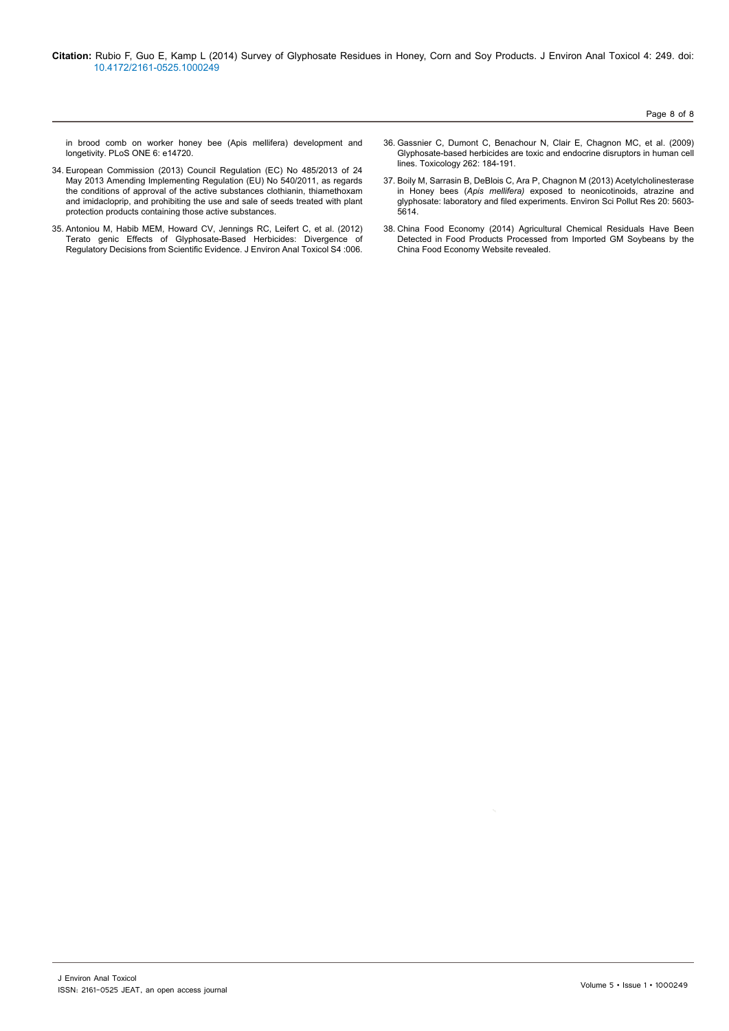in brood comb on worker honey bee (Apis mellifera) development and longetivity. PLoS ONE 6: e14720.

34. European Commission (2013) Council Regulation (EC) No 485/2013 of 24 May 2013 Amending Implementing Regulation (EU) No 540/2011, as regards the conditions of approval of the active substances clothianin, thiamethoxam and imidacloprip, and prohibiting the use and sale of seeds treated with plant protection products containing those active substances.

35. Antoniou M, Habib MEM, Howard CV, Jennings RC, Leifert C, et al. (2012) Terato genic Effects of Glyphosate-Based Herbicides: Divergence of Regulatory Decisions from Scientific Evidence. J Environ Anal Toxicol S4 :006.

36. Gassnier C, Dumont C, Benachour N, Clair E, Chagnon MC, et al. (2009) Glyphosate-based herbicides are toxic and endocrine disruptors in human cell lines. Toxicology 262: 184-191.

37. Boily M, Sarrasin B, DeBlois C, Ara P, Chagnon M (2013) Acetylcholinesterase in Honey bees (*Apis mellifera)* exposed to neonicotinoids, atrazine and glyphosate: laboratory and filed experiments. Environ Sci Pollut Res 20: 5603-5614.

38. China Food Economy (2014) Agricultural Chemical Residuals Have Been Detected in Food Products Processed from Imported GM Soybeans by the China Food Economy Website revealed.